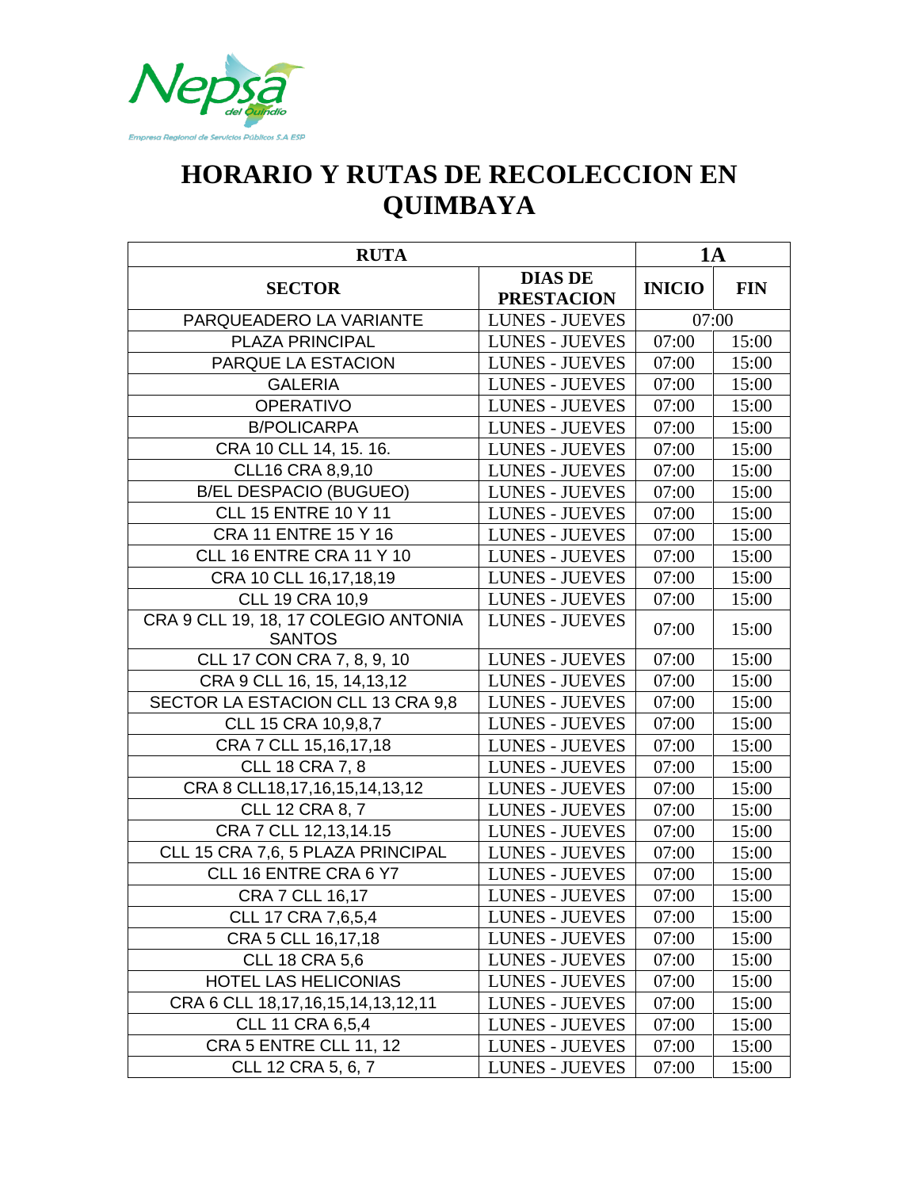Nepsa del Quindío

Empresa Regional de Servicios Públicos S.A ESP

# HORARIO Y RUTAS DE RECOLECCION EN QUIMBAYA

| RUTA | | 1A | |
|---|---|---|---|
| **SECTOR** | **DIAS DE PRESTACION** | **INICIO** | **FIN** |
| PARQUEADERO LA VARIANTE | LUNES - JUEVES | 07:00 | |
| PLAZA PRINCIPAL | LUNES - JUEVES | 07:00 | 15:00 |
| PARQUE LA ESTACION | LUNES - JUEVES | 07:00 | 15:00 |
| GALERIA | LUNES - JUEVES | 07:00 | 15:00 |
| OPERATIVO | LUNES - JUEVES | 07:00 | 15:00 |
| B/POLICARPA | LUNES - JUEVES | 07:00 | 15:00 |
| CRA 10 CLL 14, 15. 16. | LUNES - JUEVES | 07:00 | 15:00 |
| CLL16 CRA 8,9,10 | LUNES - JUEVES | 07:00 | 15:00 |
| B/EL DESPACIO (BUGUEO) | LUNES - JUEVES | 07:00 | 15:00 |
| CLL 15 ENTRE 10 Y 11 | LUNES - JUEVES | 07:00 | 15:00 |
| CRA 11 ENTRE 15 Y 16 | LUNES - JUEVES | 07:00 | 15:00 |
| CLL 16 ENTRE CRA 11 Y 10 | LUNES - JUEVES | 07:00 | 15:00 |
| CRA 10 CLL 16,17,18,19 | LUNES - JUEVES | 07:00 | 15:00 |
| CLL 19 CRA 10,9 | LUNES - JUEVES | 07:00 | 15:00 |
| CRA 9 CLL 19, 18, 17 COLEGIO ANTONIA SANTOS | LUNES - JUEVES | 07:00 | 15:00 |
| CLL 17 CON CRA 7, 8, 9, 10 | LUNES - JUEVES | 07:00 | 15:00 |
| CRA 9 CLL 16, 15, 14,13,12 | LUNES - JUEVES | 07:00 | 15:00 |
| SECTOR LA ESTACION CLL 13 CRA 9,8 | LUNES - JUEVES | 07:00 | 15:00 |
| CLL 15 CRA 10,9,8,7 | LUNES - JUEVES | 07:00 | 15:00 |
| CRA 7 CLL 15,16,17,18 | LUNES - JUEVES | 07:00 | 15:00 |
| CLL 18 CRA 7, 8 | LUNES - JUEVES | 07:00 | 15:00 |
| CRA 8 CLL18,17,16,15,14,13,12 | LUNES - JUEVES | 07:00 | 15:00 |
| CLL 12 CRA 8, 7 | LUNES - JUEVES | 07:00 | 15:00 |
| CRA 7 CLL 12,13,14.15 | LUNES - JUEVES | 07:00 | 15:00 |
| CLL 15 CRA 7,6, 5 PLAZA PRINCIPAL | LUNES - JUEVES | 07:00 | 15:00 |
| CLL 16 ENTRE CRA 6 Y7 | LUNES - JUEVES | 07:00 | 15:00 |
| CRA 7 CLL 16,17 | LUNES - JUEVES | 07:00 | 15:00 |
| CLL 17 CRA 7,6,5,4 | LUNES - JUEVES | 07:00 | 15:00 |
| CRA 5 CLL 16,17,18 | LUNES - JUEVES | 07:00 | 15:00 |
| CLL 18 CRA 5,6 | LUNES - JUEVES | 07:00 | 15:00 |
| HOTEL LAS HELICONIAS | LUNES - JUEVES | 07:00 | 15:00 |
| CRA 6 CLL 18,17,16,15,14,13,12,11 | LUNES - JUEVES | 07:00 | 15:00 |
| CLL 11 CRA 6,5,4 | LUNES - JUEVES | 07:00 | 15:00 |
| CRA 5 ENTRE CLL 11, 12 | LUNES - JUEVES | 07:00 | 15:00 |
| CLL 12 CRA 5, 6, 7 | LUNES - JUEVES | 07:00 | 15:00 |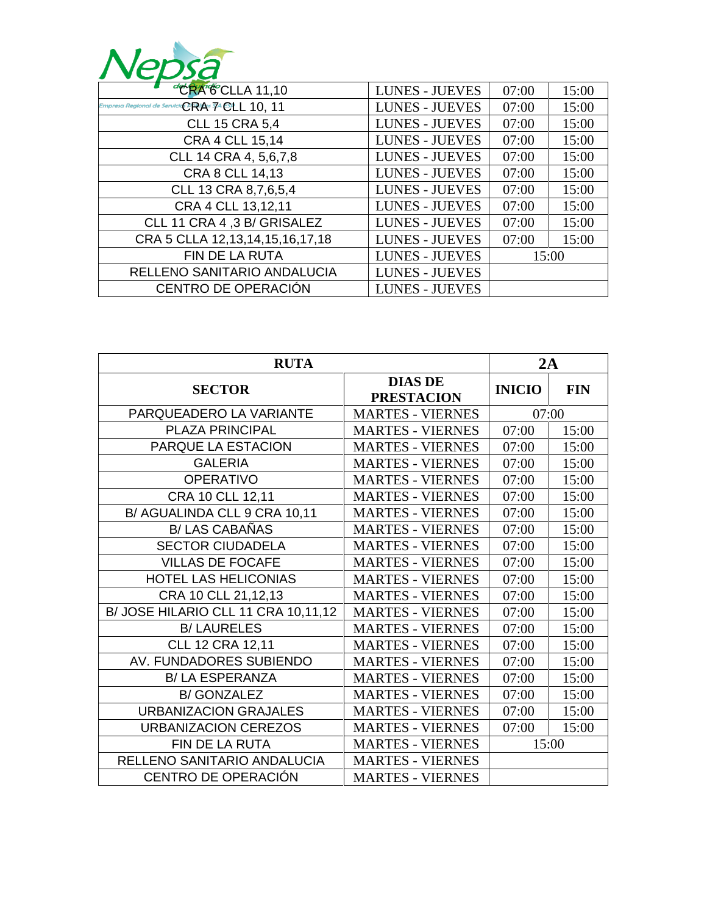| | | | |
|---|---|---|---|
| CRA 6 CLLA 11,10 | LUNES - JUEVES | 07:00 | 15:00 |
| CRA 7 CLL 10, 11 | LUNES - JUEVES | 07:00 | 15:00 |
| CLL 15 CRA 5,4 | LUNES - JUEVES | 07:00 | 15:00 |
| CRA 4 CLL 15,14 | LUNES - JUEVES | 07:00 | 15:00 |
| CLL 14 CRA 4, 5,6,7,8 | LUNES - JUEVES | 07:00 | 15:00 |
| CRA 8 CLL 14,13 | LUNES - JUEVES | 07:00 | 15:00 |
| CLL 13 CRA 8,7,6,5,4 | LUNES - JUEVES | 07:00 | 15:00 |
| CRA 4 CLL 13,12,11 | LUNES - JUEVES | 07:00 | 15:00 |
| CLL 11 CRA 4 ,3 B/ GRISALEZ | LUNES - JUEVES | 07:00 | 15:00 |
| CRA 5 CLLA 12,13,14,15,16,17,18 | LUNES - JUEVES | 07:00 | 15:00 |
| FIN DE LA RUTA | LUNES - JUEVES | 15:00 | |
| RELLENO SANITARIO ANDALUCIA | LUNES - JUEVES | | |
| CENTRO DE OPERACIÓN | LUNES - JUEVES | | |

| **RUTA** | | **2A** | |
|---|---|---|---|
| **SECTOR** | **DIAS DE PRESTACION** | **INICIO** | **FIN** |
| PARQUEADERO LA VARIANTE | MARTES - VIERNES | 07:00 | |
| PLAZA PRINCIPAL | MARTES - VIERNES | 07:00 | 15:00 |
| PARQUE LA ESTACION | MARTES - VIERNES | 07:00 | 15:00 |
| GALERIA | MARTES - VIERNES | 07:00 | 15:00 |
| OPERATIVO | MARTES - VIERNES | 07:00 | 15:00 |
| CRA 10 CLL 12,11 | MARTES - VIERNES | 07:00 | 15:00 |
| B/ AGUALINDA CLL 9 CRA 10,11 | MARTES - VIERNES | 07:00 | 15:00 |
| B/ LAS CABAÑAS | MARTES - VIERNES | 07:00 | 15:00 |
| SECTOR CIUDADELA | MARTES - VIERNES | 07:00 | 15:00 |
| VILLAS DE FOCAFE | MARTES - VIERNES | 07:00 | 15:00 |
| HOTEL LAS HELICONIAS | MARTES - VIERNES | 07:00 | 15:00 |
| CRA 10 CLL 21,12,13 | MARTES - VIERNES | 07:00 | 15:00 |
| B/ JOSE HILARIO CLL 11 CRA 10,11,12 | MARTES - VIERNES | 07:00 | 15:00 |
| B/ LAURELES | MARTES - VIERNES | 07:00 | 15:00 |
| CLL 12 CRA 12,11 | MARTES - VIERNES | 07:00 | 15:00 |
| AV. FUNDADORES SUBIENDO | MARTES - VIERNES | 07:00 | 15:00 |
| B/ LA ESPERANZA | MARTES - VIERNES | 07:00 | 15:00 |
| B/ GONZALEZ | MARTES - VIERNES | 07:00 | 15:00 |
| URBANIZACION GRAJALES | MARTES - VIERNES | 07:00 | 15:00 |
| URBANIZACION CEREZOS | MARTES - VIERNES | 07:00 | 15:00 |
| FIN DE LA RUTA | MARTES - VIERNES | 15:00 | |
| RELLENO SANITARIO ANDALUCIA | MARTES - VIERNES | | |
| CENTRO DE OPERACIÓN | MARTES - VIERNES | | |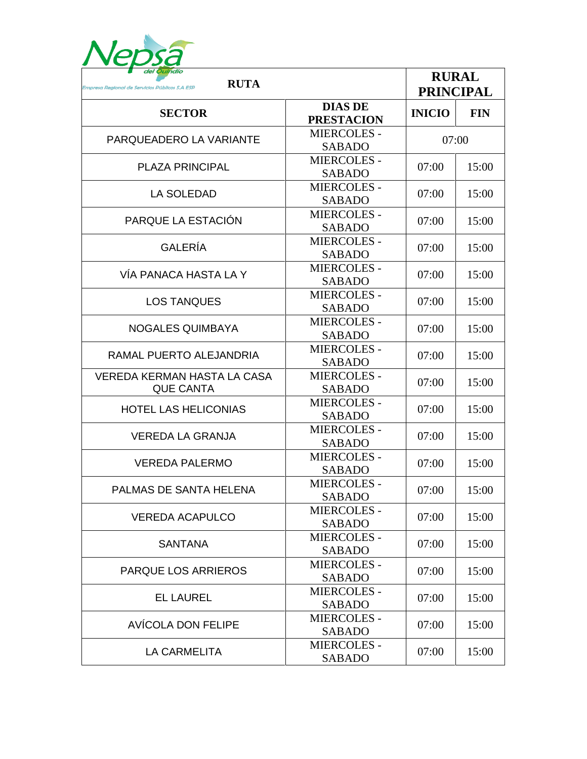Nepsa del Quindío
Empresa Regional de Servicios Públicos S.A ESP

| RUTA | | RURAL PRINCIPAL | |
|---|---|---|---|
| **SECTOR** | **DIAS DE PRESTACION** | **INICIO** | **FIN** |
| PARQUEADERO LA VARIANTE | MIERCOLES - SABADO | 07:00 | |
| PLAZA PRINCIPAL | MIERCOLES - SABADO | 07:00 | 15:00 |
| LA SOLEDAD | MIERCOLES - SABADO | 07:00 | 15:00 |
| PARQUE LA ESTACIÓN | MIERCOLES - SABADO | 07:00 | 15:00 |
| GALERÍA | MIERCOLES - SABADO | 07:00 | 15:00 |
| VÍA PANACA HASTA LA Y | MIERCOLES - SABADO | 07:00 | 15:00 |
| LOS TANQUES | MIERCOLES - SABADO | 07:00 | 15:00 |
| NOGALES QUIMBAYA | MIERCOLES - SABADO | 07:00 | 15:00 |
| RAMAL PUERTO ALEJANDRIA | MIERCOLES - SABADO | 07:00 | 15:00 |
| VEREDA KERMAN HASTA LA CASA QUE CANTA | MIERCOLES - SABADO | 07:00 | 15:00 |
| HOTEL LAS HELICONIAS | MIERCOLES - SABADO | 07:00 | 15:00 |
| VEREDA LA GRANJA | MIERCOLES - SABADO | 07:00 | 15:00 |
| VEREDA PALERMO | MIERCOLES - SABADO | 07:00 | 15:00 |
| PALMAS DE SANTA HELENA | MIERCOLES - SABADO | 07:00 | 15:00 |
| VEREDA ACAPULCO | MIERCOLES - SABADO | 07:00 | 15:00 |
| SANTANA | MIERCOLES - SABADO | 07:00 | 15:00 |
| PARQUE LOS ARRIEROS | MIERCOLES - SABADO | 07:00 | 15:00 |
| EL LAUREL | MIERCOLES - SABADO | 07:00 | 15:00 |
| AVÍCOLA DON FELIPE | MIERCOLES - SABADO | 07:00 | 15:00 |
| LA CARMELITA | MIERCOLES - SABADO | 07:00 | 15:00 |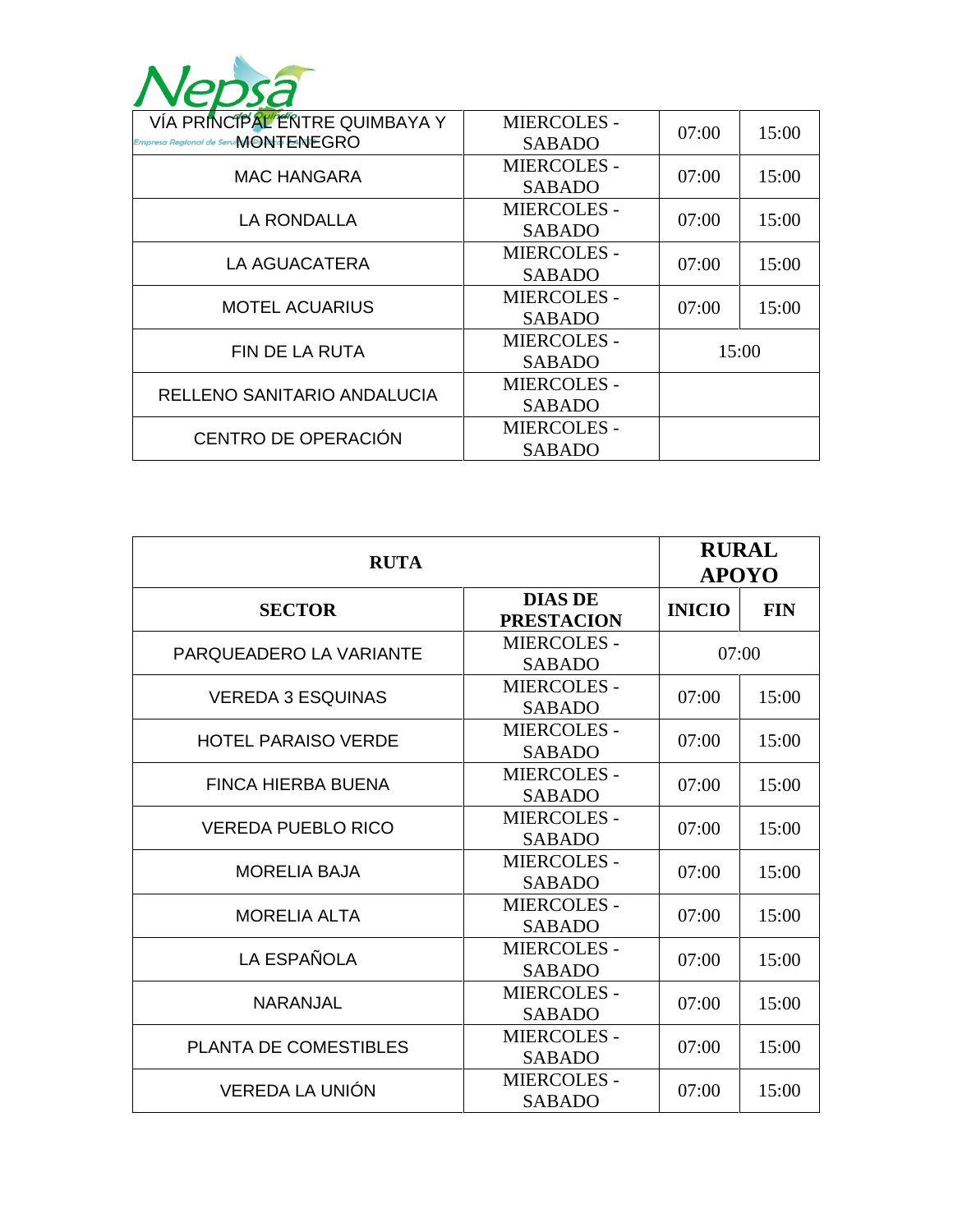| VÍA PRINCIPAL ENTRE QUIMBAYA Y MONTENEGRO | MIERCOLES - SABADO | 07:00 | 15:00 |
|---|---|---|---|
| MAC HANGARA | MIERCOLES - SABADO | 07:00 | 15:00 |
| LA RONDALLA | MIERCOLES - SABADO | 07:00 | 15:00 |
| LA AGUACATERA | MIERCOLES - SABADO | 07:00 | 15:00 |
| MOTEL ACUARIUS | MIERCOLES - SABADO | 07:00 | 15:00 |
| FIN DE LA RUTA | MIERCOLES - SABADO | 15:00 | |
| RELLENO SANITARIO ANDALUCIA | MIERCOLES - SABADO | | |
| CENTRO DE OPERACIÓN | MIERCOLES - SABADO | | |

| RUTA | | RURAL APOYO | |
|---|---|---|---|
| **SECTOR** | **DIAS DE PRESTACION** | **INICIO** | **FIN** |
| PARQUEADERO LA VARIANTE | MIERCOLES - SABADO | 07:00 | |
| VEREDA 3 ESQUINAS | MIERCOLES - SABADO | 07:00 | 15:00 |
| HOTEL PARAISO VERDE | MIERCOLES - SABADO | 07:00 | 15:00 |
| FINCA HIERBA BUENA | MIERCOLES - SABADO | 07:00 | 15:00 |
| VEREDA PUEBLO RICO | MIERCOLES - SABADO | 07:00 | 15:00 |
| MORELIA BAJA | MIERCOLES - SABADO | 07:00 | 15:00 |
| MORELIA ALTA | MIERCOLES - SABADO | 07:00 | 15:00 |
| LA ESPAÑOLA | MIERCOLES - SABADO | 07:00 | 15:00 |
| NARANJAL | MIERCOLES - SABADO | 07:00 | 15:00 |
| PLANTA DE COMESTIBLES | MIERCOLES - SABADO | 07:00 | 15:00 |
| VEREDA LA UNIÓN | MIERCOLES - SABADO | 07:00 | 15:00 |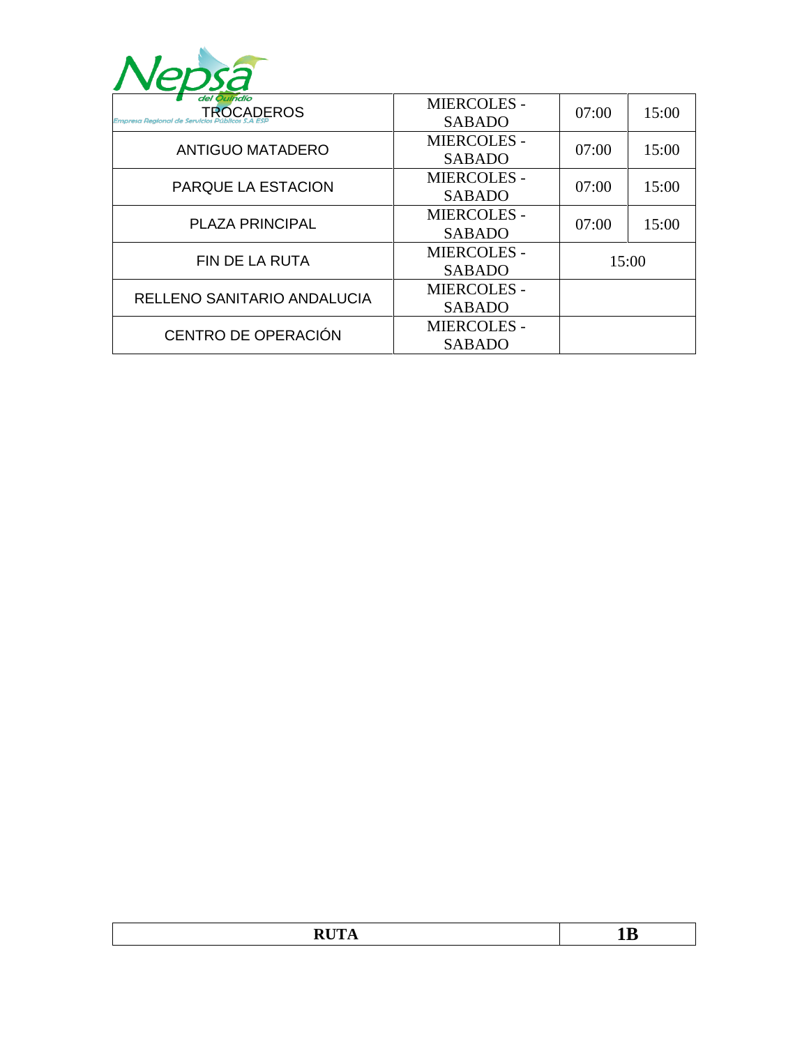| TROCADEROS | MIERCOLES - SABADO | 07:00 | 15:00 |
|---|---|---|---|
| ANTIGUO MATADERO | MIERCOLES - SABADO | 07:00 | 15:00 |
| PARQUE LA ESTACION | MIERCOLES - SABADO | 07:00 | 15:00 |
| PLAZA PRINCIPAL | MIERCOLES - SABADO | 07:00 | 15:00 |
| FIN DE LA RUTA | MIERCOLES - SABADO | 15:00 | |
| RELLENO SANITARIO ANDALUCIA | MIERCOLES - SABADO | | |
| CENTRO DE OPERACIÓN | MIERCOLES - SABADO | | |

| **RUTA** | **1B** |
|---|---|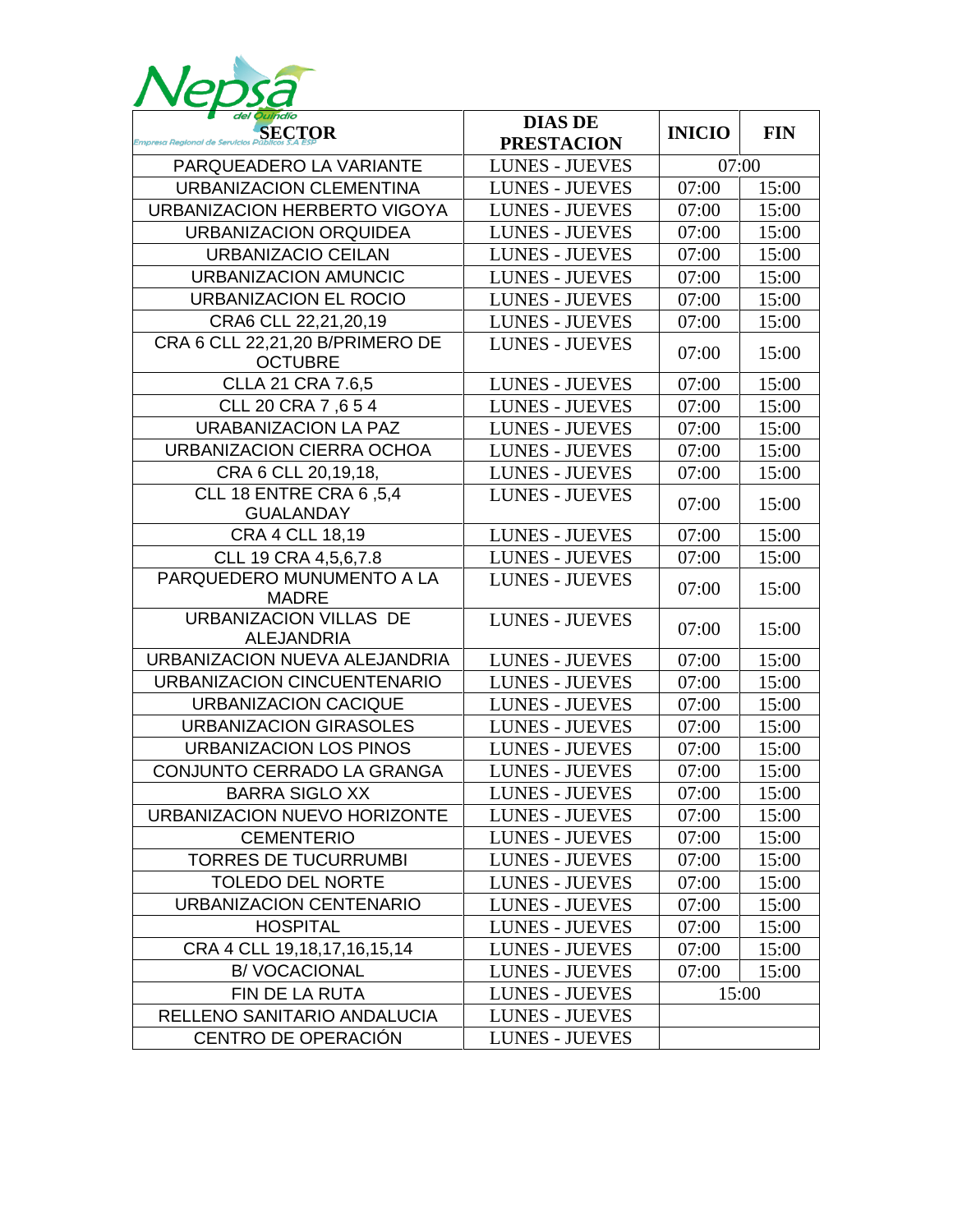| SECTOR | DIAS DE PRESTACION | INICIO | FIN |
|---|---|---|---|
| PARQUEADERO LA VARIANTE | LUNES - JUEVES | 07:00 | |
| URBANIZACION CLEMENTINA | LUNES - JUEVES | 07:00 | 15:00 |
| URBANIZACION HERBERTO VIGOYA | LUNES - JUEVES | 07:00 | 15:00 |
| URBANIZACION ORQUIDEA | LUNES - JUEVES | 07:00 | 15:00 |
| URBANIZACIO CEILAN | LUNES - JUEVES | 07:00 | 15:00 |
| URBANIZACION AMUNCIC | LUNES - JUEVES | 07:00 | 15:00 |
| URBANIZACION EL ROCIO | LUNES - JUEVES | 07:00 | 15:00 |
| CRA6 CLL 22,21,20,19 | LUNES - JUEVES | 07:00 | 15:00 |
| CRA 6 CLL 22,21,20 B/PRIMERO DE OCTUBRE | LUNES - JUEVES | 07:00 | 15:00 |
| CLLA 21 CRA 7.6,5 | LUNES - JUEVES | 07:00 | 15:00 |
| CLL 20 CRA 7 ,6 5 4 | LUNES - JUEVES | 07:00 | 15:00 |
| URABANIZACION LA PAZ | LUNES - JUEVES | 07:00 | 15:00 |
| URBANIZACION CIERRA OCHOA | LUNES - JUEVES | 07:00 | 15:00 |
| CRA 6 CLL 20,19,18, | LUNES - JUEVES | 07:00 | 15:00 |
| CLL 18 ENTRE CRA 6 ,5,4 GUALANDAY | LUNES - JUEVES | 07:00 | 15:00 |
| CRA 4 CLL 18,19 | LUNES - JUEVES | 07:00 | 15:00 |
| CLL 19 CRA 4,5,6,7.8 | LUNES - JUEVES | 07:00 | 15:00 |
| PARQUEDERO MUNUMENTO A LA MADRE | LUNES - JUEVES | 07:00 | 15:00 |
| URBANIZACION VILLAS DE ALEJANDRIA | LUNES - JUEVES | 07:00 | 15:00 |
| URBANIZACION NUEVA ALEJANDRIA | LUNES - JUEVES | 07:00 | 15:00 |
| URBANIZACION CINCUENTENARIO | LUNES - JUEVES | 07:00 | 15:00 |
| URBANIZACION CACIQUE | LUNES - JUEVES | 07:00 | 15:00 |
| URBANIZACION GIRASOLES | LUNES - JUEVES | 07:00 | 15:00 |
| URBANIZACION LOS PINOS | LUNES - JUEVES | 07:00 | 15:00 |
| CONJUNTO CERRADO LA GRANGA | LUNES - JUEVES | 07:00 | 15:00 |
| BARRA SIGLO XX | LUNES - JUEVES | 07:00 | 15:00 |
| URBANIZACION NUEVO HORIZONTE | LUNES - JUEVES | 07:00 | 15:00 |
| CEMENTERIO | LUNES - JUEVES | 07:00 | 15:00 |
| TORRES DE TUCURRUMBI | LUNES - JUEVES | 07:00 | 15:00 |
| TOLEDO DEL NORTE | LUNES - JUEVES | 07:00 | 15:00 |
| URBANIZACION CENTENARIO | LUNES - JUEVES | 07:00 | 15:00 |
| HOSPITAL | LUNES - JUEVES | 07:00 | 15:00 |
| CRA 4 CLL 19,18,17,16,15,14 | LUNES - JUEVES | 07:00 | 15:00 |
| B/ VOCACIONAL | LUNES - JUEVES | 07:00 | 15:00 |
| FIN DE LA RUTA | LUNES - JUEVES | 15:00 | |
| RELLENO SANITARIO ANDALUCIA | LUNES - JUEVES | | |
| CENTRO DE OPERACIÓN | LUNES - JUEVES | | |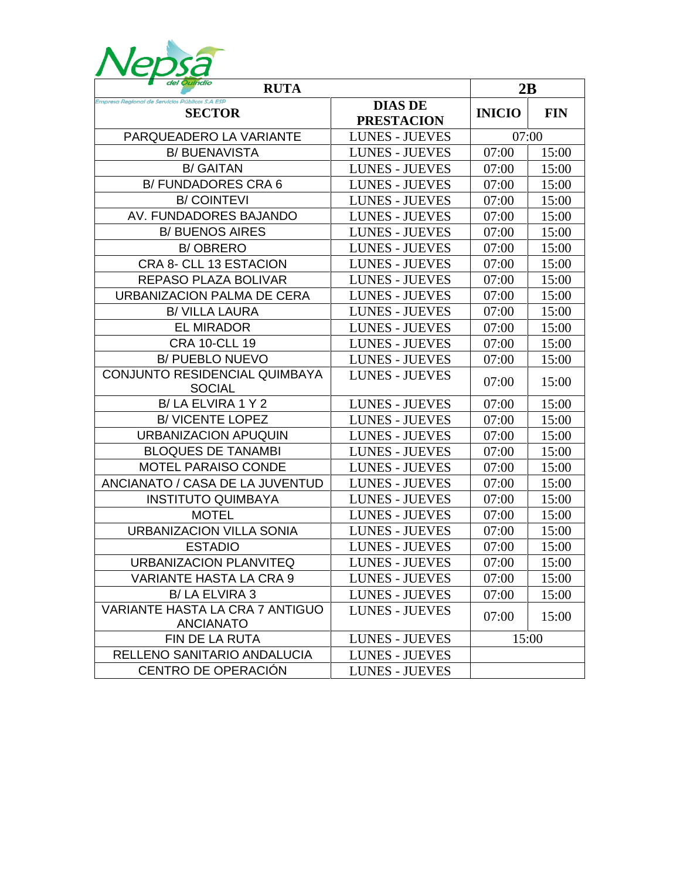Nepsa del Quindío
Empresa Regional de Servicios Públicos S.A ESP

| RUTA | | 2B | |
|---|---|---|---|
| SECTOR | DIAS DE PRESTACION | INICIO | FIN |
| PARQUEADERO LA VARIANTE | LUNES - JUEVES | 07:00 | |
| B/ BUENAVISTA | LUNES - JUEVES | 07:00 | 15:00 |
| B/ GAITAN | LUNES - JUEVES | 07:00 | 15:00 |
| B/ FUNDADORES CRA 6 | LUNES - JUEVES | 07:00 | 15:00 |
| B/ COINTEVI | LUNES - JUEVES | 07:00 | 15:00 |
| AV. FUNDADORES BAJANDO | LUNES - JUEVES | 07:00 | 15:00 |
| B/ BUENOS AIRES | LUNES - JUEVES | 07:00 | 15:00 |
| B/ OBRERO | LUNES - JUEVES | 07:00 | 15:00 |
| CRA 8- CLL 13 ESTACION | LUNES - JUEVES | 07:00 | 15:00 |
| REPASO PLAZA BOLIVAR | LUNES - JUEVES | 07:00 | 15:00 |
| URBANIZACION PALMA DE CERA | LUNES - JUEVES | 07:00 | 15:00 |
| B/ VILLA LAURA | LUNES - JUEVES | 07:00 | 15:00 |
| EL MIRADOR | LUNES - JUEVES | 07:00 | 15:00 |
| CRA 10-CLL 19 | LUNES - JUEVES | 07:00 | 15:00 |
| B/ PUEBLO NUEVO | LUNES - JUEVES | 07:00 | 15:00 |
| CONJUNTO RESIDENCIAL QUIMBAYA SOCIAL | LUNES - JUEVES | 07:00 | 15:00 |
| B/ LA ELVIRA 1 Y 2 | LUNES - JUEVES | 07:00 | 15:00 |
| B/ VICENTE LOPEZ | LUNES - JUEVES | 07:00 | 15:00 |
| URBANIZACION APUQUIN | LUNES - JUEVES | 07:00 | 15:00 |
| BLOQUES DE TANAMBI | LUNES - JUEVES | 07:00 | 15:00 |
| MOTEL PARAISO CONDE | LUNES - JUEVES | 07:00 | 15:00 |
| ANCIANATO / CASA DE LA JUVENTUD | LUNES - JUEVES | 07:00 | 15:00 |
| INSTITUTO QUIMBAYA | LUNES - JUEVES | 07:00 | 15:00 |
| MOTEL | LUNES - JUEVES | 07:00 | 15:00 |
| URBANIZACION VILLA SONIA | LUNES - JUEVES | 07:00 | 15:00 |
| ESTADIO | LUNES - JUEVES | 07:00 | 15:00 |
| URBANIZACION PLANVITEQ | LUNES - JUEVES | 07:00 | 15:00 |
| VARIANTE HASTA LA CRA 9 | LUNES - JUEVES | 07:00 | 15:00 |
| B/ LA ELVIRA 3 | LUNES - JUEVES | 07:00 | 15:00 |
| VARIANTE HASTA LA CRA 7 ANTIGUO ANCIANATO | LUNES - JUEVES | 07:00 | 15:00 |
| FIN DE LA RUTA | LUNES - JUEVES | 15:00 | |
| RELLENO SANITARIO ANDALUCIA | LUNES - JUEVES | | |
| CENTRO DE OPERACIÓN | LUNES - JUEVES | | |